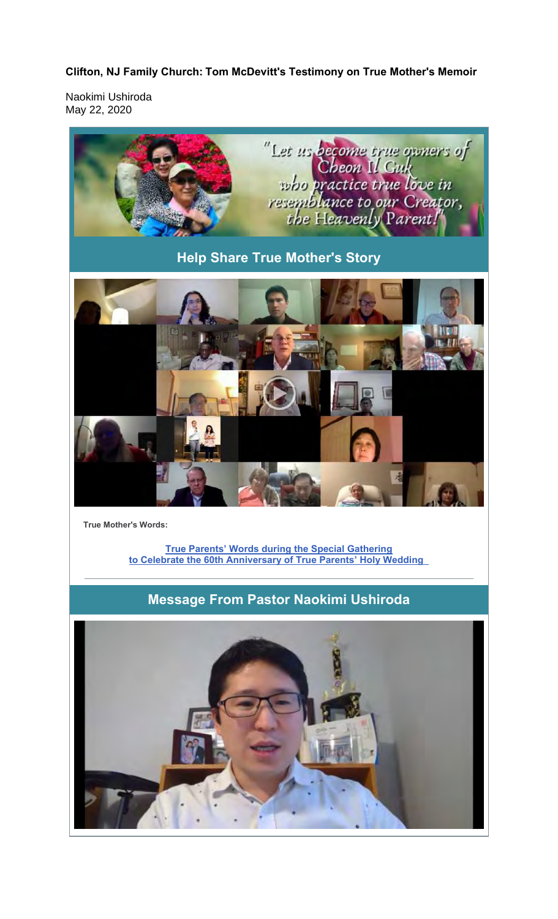**Clifton, NJ Family Church: Tom McDevitt's Testimony on True Mother's Memoir**

Naokimi Ushiroda
May 22, 2020

"Let us become true owners of Cheon Il Guk who practice true love in resemblance to our Creator, the Heavenly Parent!"

## Help Share True Mother's Story

**True Mother's Words:**

**True Parents' Words during the Special Gathering to Celebrate the 60th Anniversary of True Parents' Holy Wedding**

## Message From Pastor Naokimi Ushiroda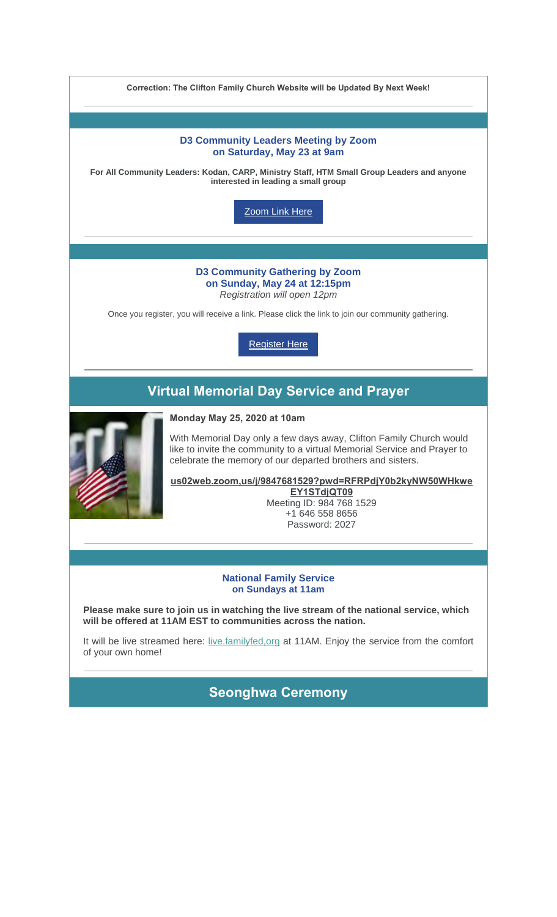**Correction: The Clifton Family Church Website will be Updated By Next Week!**

---

### D3 Community Leaders Meeting by Zoom
### on Saturday, May 23 at 9am

**For All Community Leaders: Kodan, CARP, Ministry Staff, HTM Small Group Leaders and anyone interested in leading a small group**

Zoom Link Here

---

### D3 Community Gathering by Zoom
### on Sunday, May 24 at 12:15pm

*Registration will open 12pm*

Once you register, you will receive a link. Please click the link to join our community gathering.

Register Here

---

## Virtual Memorial Day Service and Prayer

**Monday May 25, 2020 at 10am**

With Memorial Day only a few days away, Clifton Family Church would like to invite the community to a virtual Memorial Service and Prayer to celebrate the memory of our departed brothers and sisters.

**us02web.zoom,us/j/9847681529?pwd=RFRPdjY0b2kyNW50WHkweEY1STdjQT09**

Meeting ID: 984 768 1529

+1 646 558 8656

Password: 2027

---

### National Family Service
### on Sundays at 11am

**Please make sure to join us in watching the live stream of the national service, which will be offered at 11AM EST to communities across the nation.**

It will be live streamed here: live.familyfed,org at 11AM. Enjoy the service from the comfort of your own home!

---

## Seonghwa Ceremony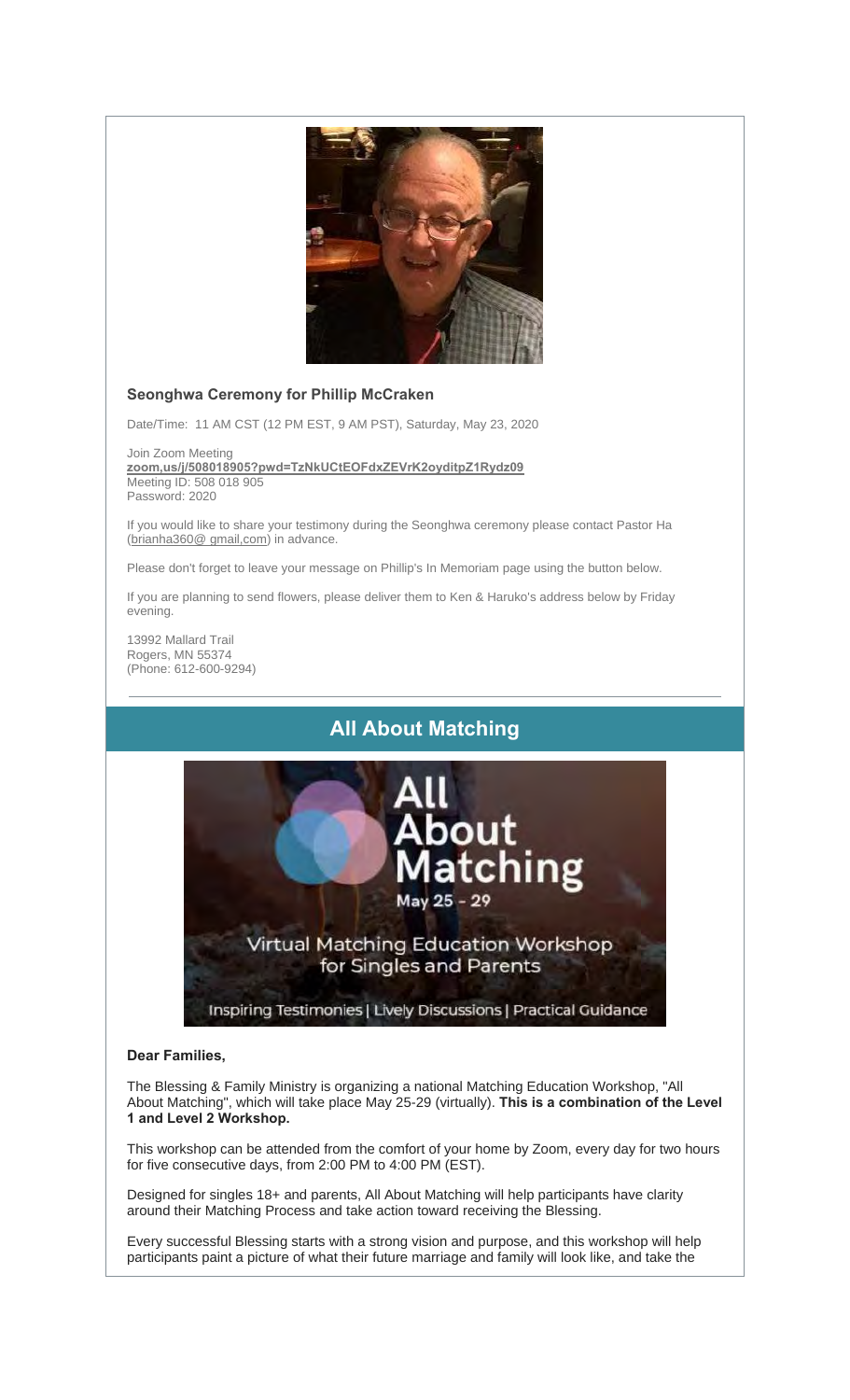### Seonghwa Ceremony for Phillip McCraken

Date/Time: 11 AM CST (12 PM EST, 9 AM PST), Saturday, May 23, 2020

Join Zoom Meeting
**zoom,us/j/508018905?pwd=TzNkUCtEOFdxZEVrK2oyditpZ1Rydz09**
Meeting ID: 508 018 905
Password: 2020

If you would like to share your testimony during the Seonghwa ceremony please contact Pastor Ha (brianha360@ gmail,com) in advance.

Please don't forget to leave your message on Phillip's In Memoriam page using the button below.

If you are planning to send flowers, please deliver them to Ken & Haruko's address below by Friday evening.

13992 Mallard Trail
Rogers, MN 55374
(Phone: 612-600-9294)

---

## All About Matching

**Dear Families,**

The Blessing & Family Ministry is organizing a national Matching Education Workshop, "All About Matching", which will take place May 25-29 (virtually). **This is a combination of the Level 1 and Level 2 Workshop.**

This workshop can be attended from the comfort of your home by Zoom, every day for two hours for five consecutive days, from 2:00 PM to 4:00 PM (EST).

Designed for singles 18+ and parents, All About Matching will help participants have clarity around their Matching Process and take action toward receiving the Blessing.

Every successful Blessing starts with a strong vision and purpose, and this workshop will help participants paint a picture of what their future marriage and family will look like, and take the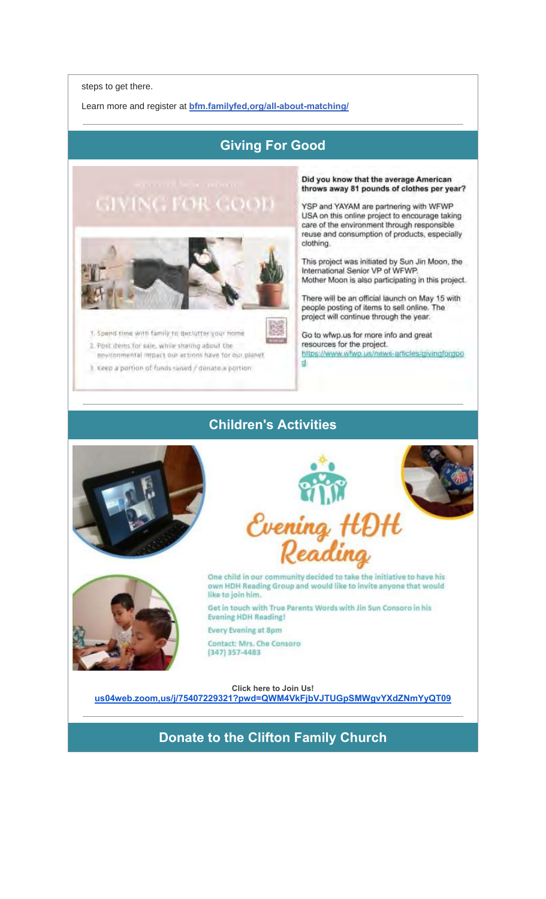steps to get there.

Learn more and register at **bfm.familyfed,org/all-about-matching/**

## Giving For Good

GIVING FOR GOOD

1. Spend time with family to declutter your home
2. Post items for sale, while sharing about the environmental impact our actions have for our planet
3. Keep a portion of funds raised / donate a portion

**Did you know that the average American throws away 81 pounds of clothes per year?**

YSP and YAYAM are partnering with WFWP USA on this online project to encourage taking care of the environment through responsible reuse and consumption of products, especially clothing.

This project was initiated by Sun Jin Moon, the International Senior VP of WFWP. Mother Moon is also participating in this project.

There will be an official launch on May 15 with people posting of items to sell online. The project will continue through the year.

Go to wfwp.us for more info and great resources for the project.
https://www.wfwp.us/news-articles/givingforgood

## Children's Activities

Evening HDH Reading

One child in our community decided to take the initiative to have his own HDH Reading Group and would like to invite anyone that would like to join him.

Get in touch with True Parents Words with Jin Sun Consoro in his Evening HDH Reading!

Every Evening at 8pm

Contact: Mrs. Che Consoro
(347) 357-4483

**Click here to Join Us!**
**us04web.zoom,us/j/75407229321?pwd=QWM4VkFjbVJTUGpSMWgvYXdZNmYyQT09**

## Donate to the Clifton Family Church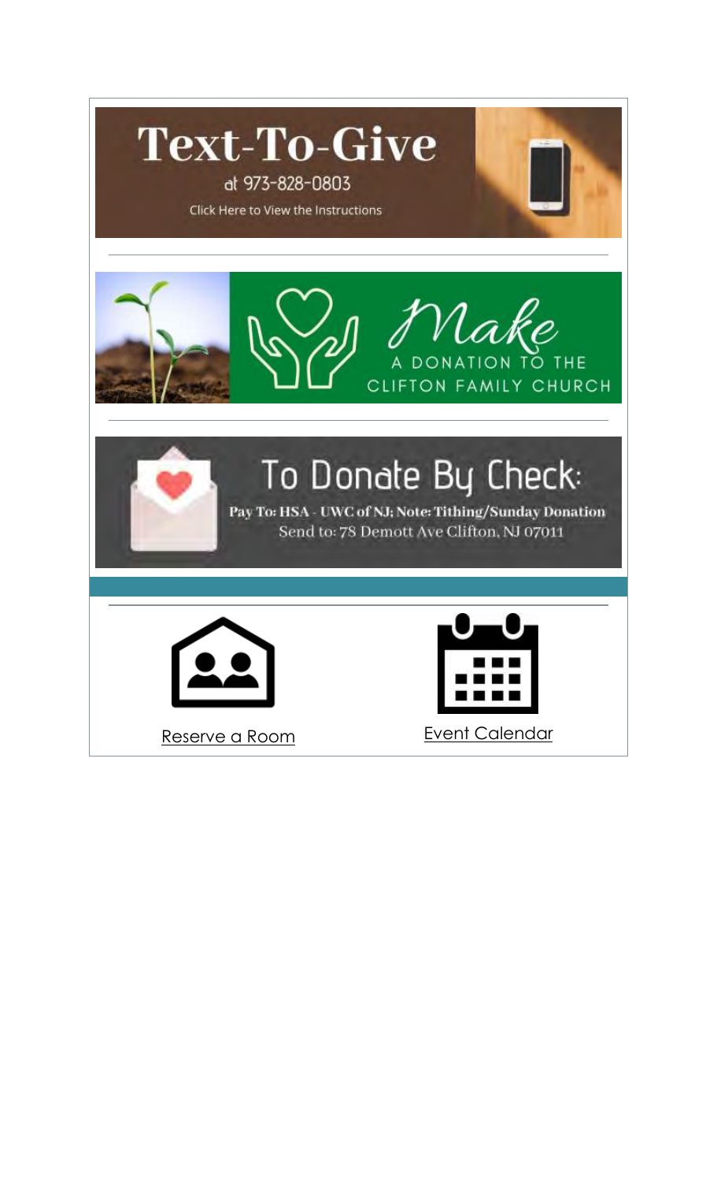# Text-To-Give

at 973-828-0803

Click Here to View the Instructions

---

*Make* A DONATION TO THE CLIFTON FAMILY CHURCH

---

## To Donate By Check:

**Pay To: HSA - UWC of NJ; Note: Tithing/Sunday Donation**

Send to: 78 Demott Ave Clifton, NJ 07011

---

Reserve a Room

Event Calendar